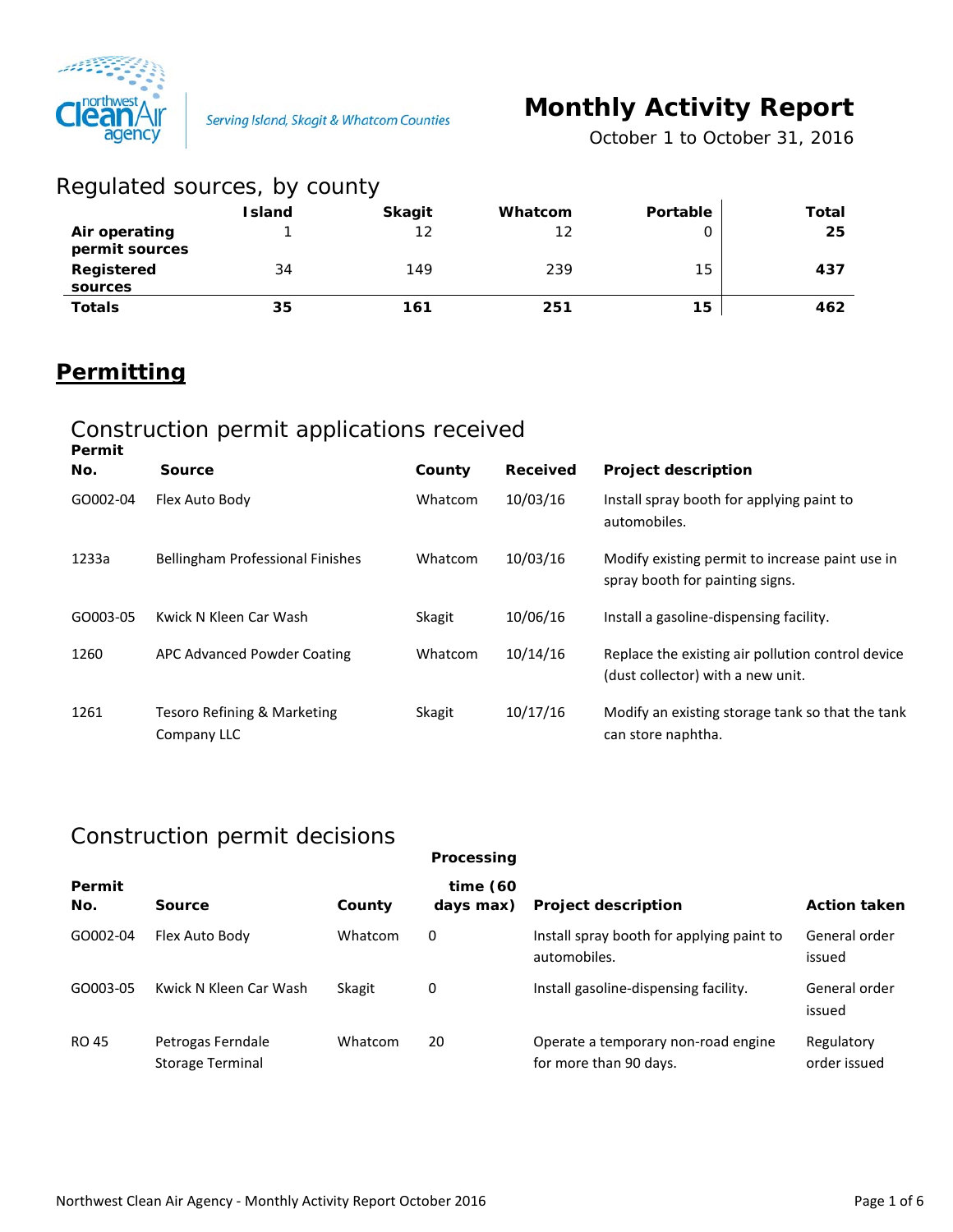Northwest Clean Air agency — Serving Island, Skagit & Whatcom Counties

# Monthly Activity Report

October 1 to October 31, 2016

## Regulated sources, by county

| | Island | Skagit | Whatcom | Portable | Total |
|---|---|---|---|---|---|
| **Air operating permit sources** | 1 | 12 | 12 | 0 | **25** |
| **Registered sources** | 34 | 149 | 239 | 15 | **437** |
| **Totals** | **35** | **161** | **251** | **15** | **462** |

# Permitting

## Construction permit applications received

| Permit No. | Source | County | Received | Project description |
|---|---|---|---|---|
| GO002-04 | Flex Auto Body | Whatcom | 10/03/16 | Install spray booth for applying paint to automobiles. |
| 1233a | Bellingham Professional Finishes | Whatcom | 10/03/16 | Modify existing permit to increase paint use in spray booth for painting signs. |
| GO003-05 | Kwick N Kleen Car Wash | Skagit | 10/06/16 | Install a gasoline-dispensing facility. |
| 1260 | APC Advanced Powder Coating | Whatcom | 10/14/16 | Replace the existing air pollution control device (dust collector) with a new unit. |
| 1261 | Tesoro Refining & Marketing Company LLC | Skagit | 10/17/16 | Modify an existing storage tank so that the tank can store naphtha. |

## Construction permit decisions

| Permit No. | Source | County | Processing time (60 days max) | Project description | Action taken |
|---|---|---|---|---|---|
| GO002-04 | Flex Auto Body | Whatcom | 0 | Install spray booth for applying paint to automobiles. | General order issued |
| GO003-05 | Kwick N Kleen Car Wash | Skagit | 0 | Install gasoline-dispensing facility. | General order issued |
| RO 45 | Petrogas Ferndale Storage Terminal | Whatcom | 20 | Operate a temporary non-road engine for more than 90 days. | Regulatory order issued |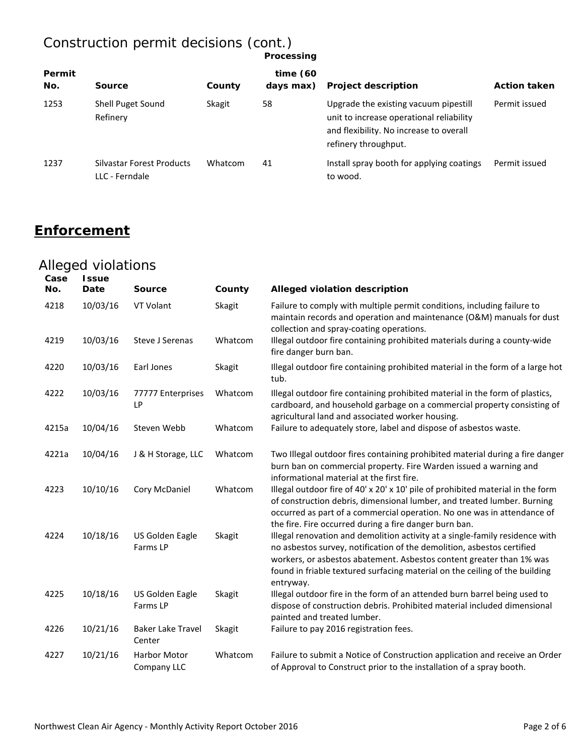## Construction permit decisions (cont.)

| Permit No. | Source | County | Processing time (60 days max) | Project description | Action taken |
|---|---|---|---|---|---|
| 1253 | Shell Puget Sound Refinery | Skagit | 58 | Upgrade the existing vacuum pipestill unit to increase operational reliability and flexibility. No increase to overall refinery throughput. | Permit issued |
| 1237 | Silvastar Forest Products LLC - Ferndale | Whatcom | 41 | Install spray booth for applying coatings to wood. | Permit issued |

# **Enforcement**

## Alleged violations

| Case No. | Issue Date | Source | County | Alleged violation description |
|---|---|---|---|---|
| 4218 | 10/03/16 | VT Volant | Skagit | Failure to comply with multiple permit conditions, including failure to maintain records and operation and maintenance (O&M) manuals for dust collection and spray-coating operations. |
| 4219 | 10/03/16 | Steve J Serenas | Whatcom | Illegal outdoor fire containing prohibited materials during a county-wide fire danger burn ban. |
| 4220 | 10/03/16 | Earl Jones | Skagit | Illegal outdoor fire containing prohibited material in the form of a large hot tub. |
| 4222 | 10/03/16 | 77777 Enterprises LP | Whatcom | Illegal outdoor fire containing prohibited material in the form of plastics, cardboard, and household garbage on a commercial property consisting of agricultural land and associated worker housing. |
| 4215a | 10/04/16 | Steven Webb | Whatcom | Failure to adequately store, label and dispose of asbestos waste. |
| 4221a | 10/04/16 | J & H Storage, LLC | Whatcom | Two Illegal outdoor fires containing prohibited material during a fire danger burn ban on commercial property. Fire Warden issued a warning and informational material at the first fire. |
| 4223 | 10/10/16 | Cory McDaniel | Whatcom | Illegal outdoor fire of 40' x 20' x 10' pile of prohibited material in the form of construction debris, dimensional lumber, and treated lumber. Burning occurred as part of a commercial operation. No one was in attendance of the fire. Fire occurred during a fire danger burn ban. |
| 4224 | 10/18/16 | US Golden Eagle Farms LP | Skagit | Illegal renovation and demolition activity at a single-family residence with no asbestos survey, notification of the demolition, asbestos certified workers, or asbestos abatement. Asbestos content greater than 1% was found in friable textured surfacing material on the ceiling of the building entryway. |
| 4225 | 10/18/16 | US Golden Eagle Farms LP | Skagit | Illegal outdoor fire in the form of an attended burn barrel being used to dispose of construction debris. Prohibited material included dimensional painted and treated lumber. |
| 4226 | 10/21/16 | Baker Lake Travel Center | Skagit | Failure to pay 2016 registration fees. |
| 4227 | 10/21/16 | Harbor Motor Company LLC | Whatcom | Failure to submit a Notice of Construction application and receive an Order of Approval to Construct prior to the installation of a spray booth. |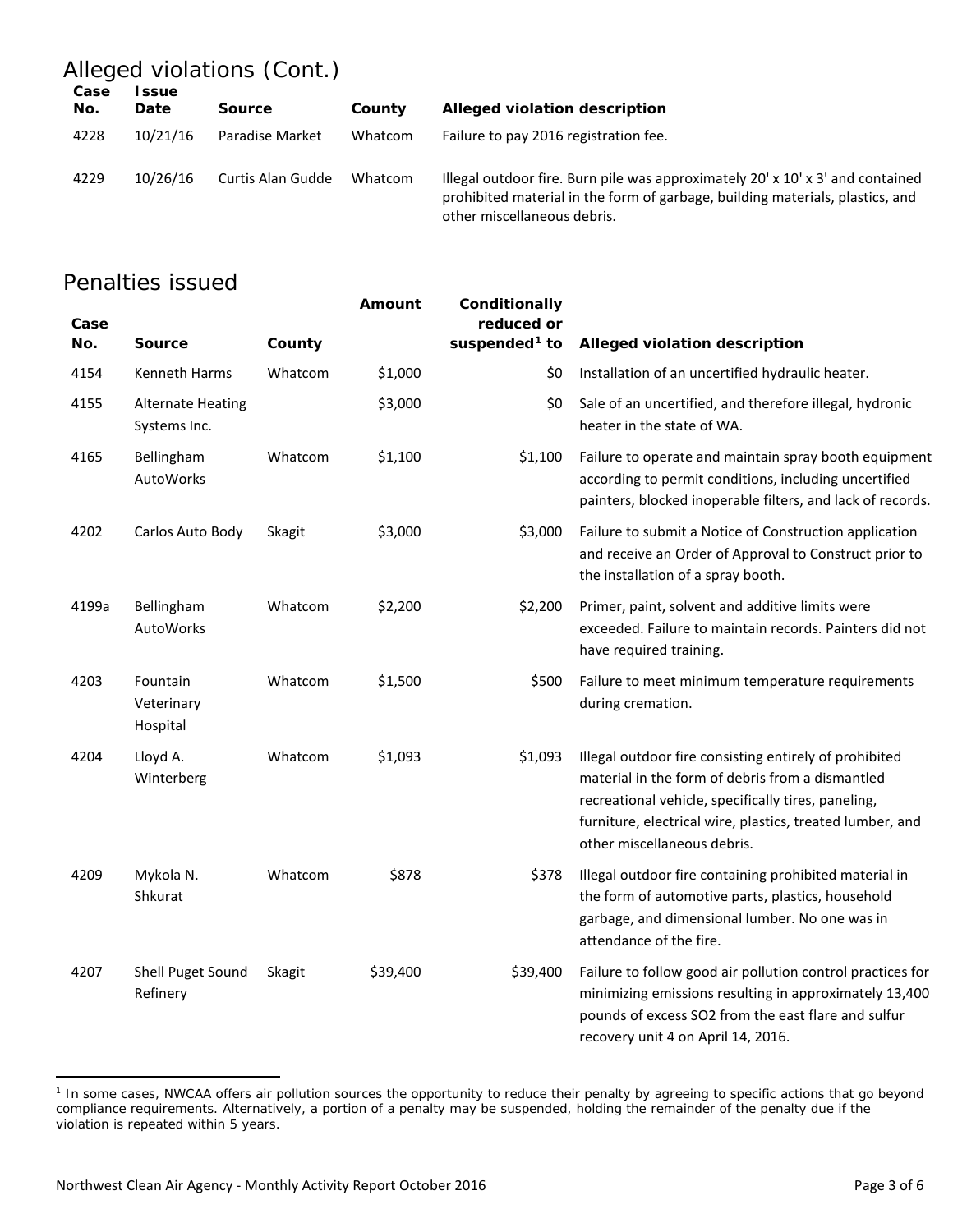## Alleged violations (Cont.)

| Case No. | Issue Date | Source | County | Alleged violation description |
|---|---|---|---|---|
| 4228 | 10/21/16 | Paradise Market | Whatcom | Failure to pay 2016 registration fee. |
| 4229 | 10/26/16 | Curtis Alan Gudde | Whatcom | Illegal outdoor fire. Burn pile was approximately 20' x 10' x 3' and contained prohibited material in the form of garbage, building materials, plastics, and other miscellaneous debris. |

## Penalties issued

| Case No. | Source | County | Amount | Conditionally reduced or suspended[1] to | Alleged violation description |
|---|---|---|---|---|---|
| 4154 | Kenneth Harms | Whatcom | $1,000 | $0 | Installation of an uncertified hydraulic heater. |
| 4155 | Alternate Heating Systems Inc. | | $3,000 | $0 | Sale of an uncertified, and therefore illegal, hydronic heater in the state of WA. |
| 4165 | Bellingham AutoWorks | Whatcom | $1,100 | $1,100 | Failure to operate and maintain spray booth equipment according to permit conditions, including uncertified painters, blocked inoperable filters, and lack of records. |
| 4202 | Carlos Auto Body | Skagit | $3,000 | $3,000 | Failure to submit a Notice of Construction application and receive an Order of Approval to Construct prior to the installation of a spray booth. |
| 4199a | Bellingham AutoWorks | Whatcom | $2,200 | $2,200 | Primer, paint, solvent and additive limits were exceeded. Failure to maintain records. Painters did not have required training. |
| 4203 | Fountain Veterinary Hospital | Whatcom | $1,500 | $500 | Failure to meet minimum temperature requirements during cremation. |
| 4204 | Lloyd A. Winterberg | Whatcom | $1,093 | $1,093 | Illegal outdoor fire consisting entirely of prohibited material in the form of debris from a dismantled recreational vehicle, specifically tires, paneling, furniture, electrical wire, plastics, treated lumber, and other miscellaneous debris. |
| 4209 | Mykola N. Shkurat | Whatcom | $878 | $378 | Illegal outdoor fire containing prohibited material in the form of automotive parts, plastics, household garbage, and dimensional lumber. No one was in attendance of the fire. |
| 4207 | Shell Puget Sound Refinery | Skagit | $39,400 | $39,400 | Failure to follow good air pollution control practices for minimizing emissions resulting in approximately 13,400 pounds of excess $SO_2$ from the east flare and sulfur recovery unit 4 on April 14, 2016. |

[1] In some cases, NWCAA offers air pollution sources the opportunity to reduce their penalty by agreeing to specific actions that go beyond compliance requirements. Alternatively, a portion of a penalty may be suspended, holding the remainder of the penalty due if the violation is repeated within 5 years.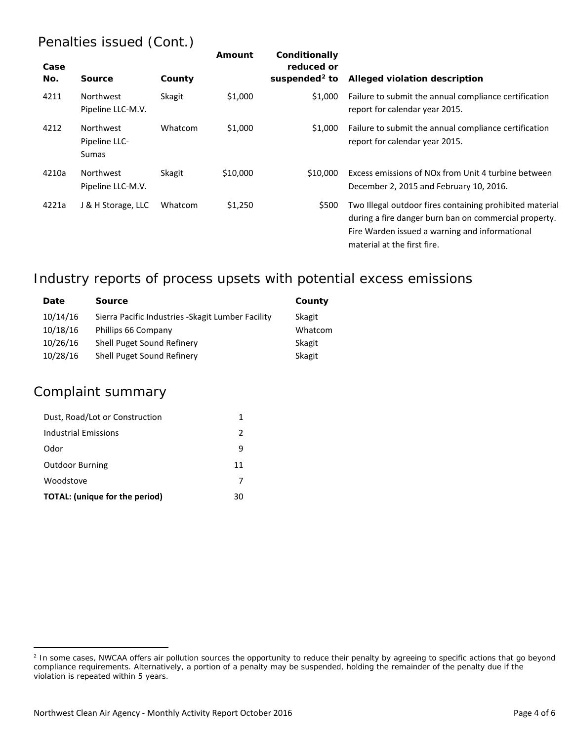## Penalties issued (Cont.)

| Case No. | Source | County | Amount | Conditionally reduced or suspended[2] to | Alleged violation description |
|---|---|---|---|---|---|
| 4211 | Northwest Pipeline LLC-M.V. | Skagit | $1,000 | $1,000 | Failure to submit the annual compliance certification report for calendar year 2015. |
| 4212 | Northwest Pipeline LLC-Sumas | Whatcom | $1,000 | $1,000 | Failure to submit the annual compliance certification report for calendar year 2015. |
| 4210a | Northwest Pipeline LLC-M.V. | Skagit | $10,000 | $10,000 | Excess emissions of NOx from Unit 4 turbine between December 2, 2015 and February 10, 2016. |
| 4221a | J & H Storage, LLC | Whatcom | $1,250 | $500 | Two Illegal outdoor fires containing prohibited material during a fire danger burn ban on commercial property. Fire Warden issued a warning and informational material at the first fire. |

## Industry reports of process upsets with potential excess emissions

| Date | Source | County |
|---|---|---|
| 10/14/16 | Sierra Pacific Industries -Skagit Lumber Facility | Skagit |
| 10/18/16 | Phillips 66 Company | Whatcom |
| 10/26/16 | Shell Puget Sound Refinery | Skagit |
| 10/28/16 | Shell Puget Sound Refinery | Skagit |

## Complaint summary

| | |
|---|---|
| Dust, Road/Lot or Construction | 1 |
| Industrial Emissions | 2 |
| Odor | 9 |
| Outdoor Burning | 11 |
| Woodstove | 7 |
| **TOTAL: (unique for the period)** | 30 |

[2] In some cases, NWCAA offers air pollution sources the opportunity to reduce their penalty by agreeing to specific actions that go beyond compliance requirements. Alternatively, a portion of a penalty may be suspended, holding the remainder of the penalty due if the violation is repeated within 5 years.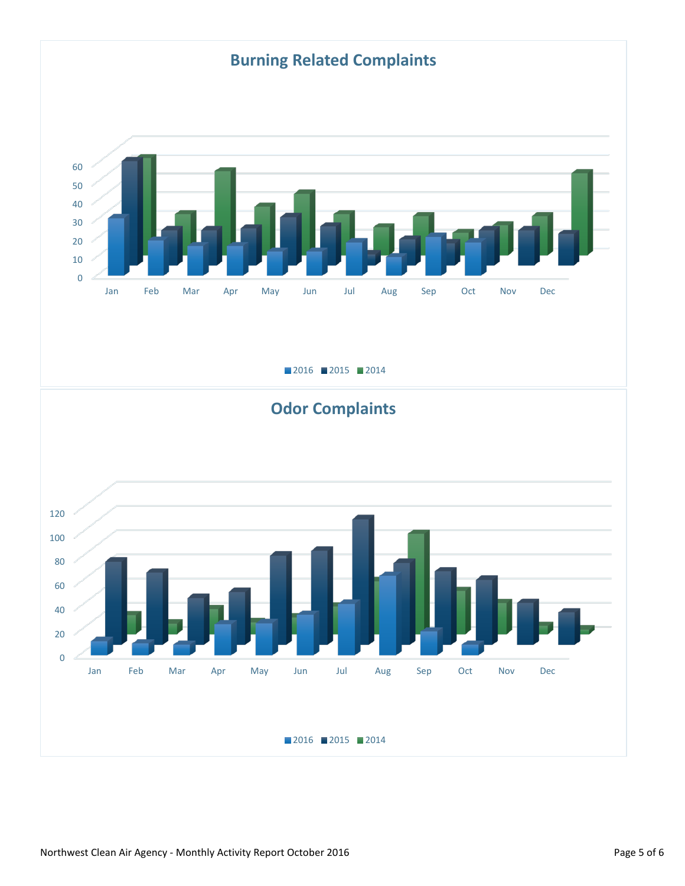## Burning Related Complaints

60
50
40
30
20
10
0

Jan Feb Mar Apr May Jun Jul Aug Sep Oct Nov Dec

2016 2015 2014

## Odor Complaints

120
100
80
60
40
20
0

Jan Feb Mar Apr May Jun Jul Aug Sep Oct Nov Dec

2016 2015 2014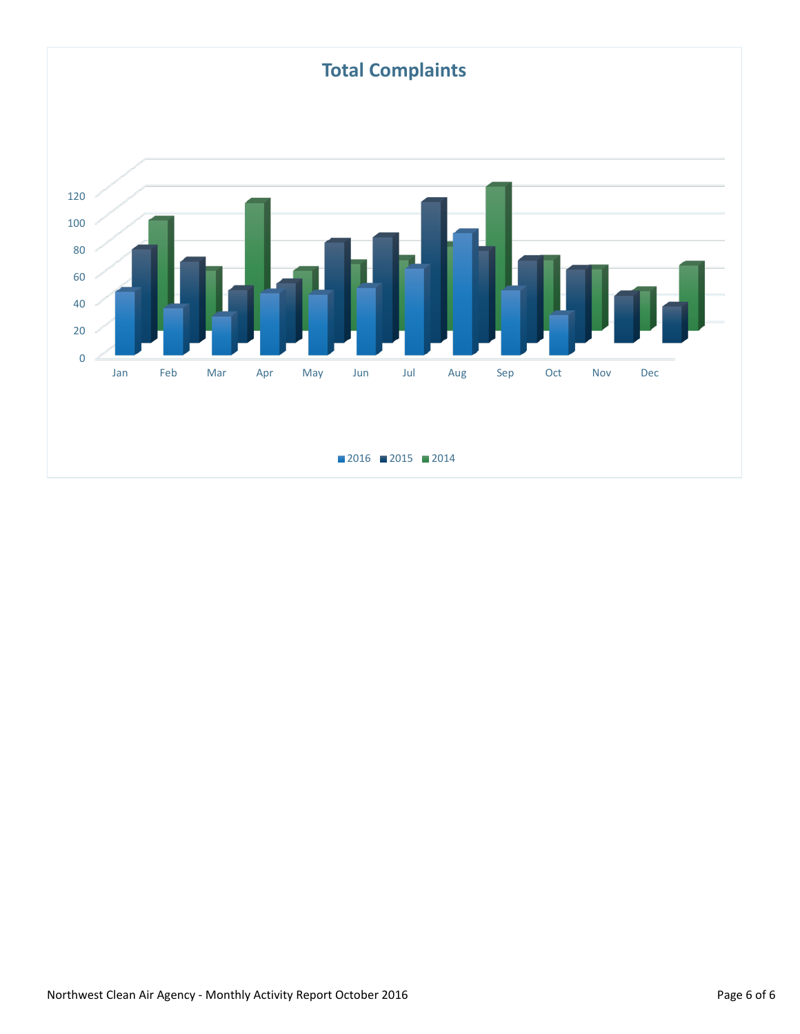# Total Complaints

120
100
80
60
40
20
0

Jan Feb Mar Apr May Jun Jul Aug Sep Oct Nov Dec

2016 2015 2014